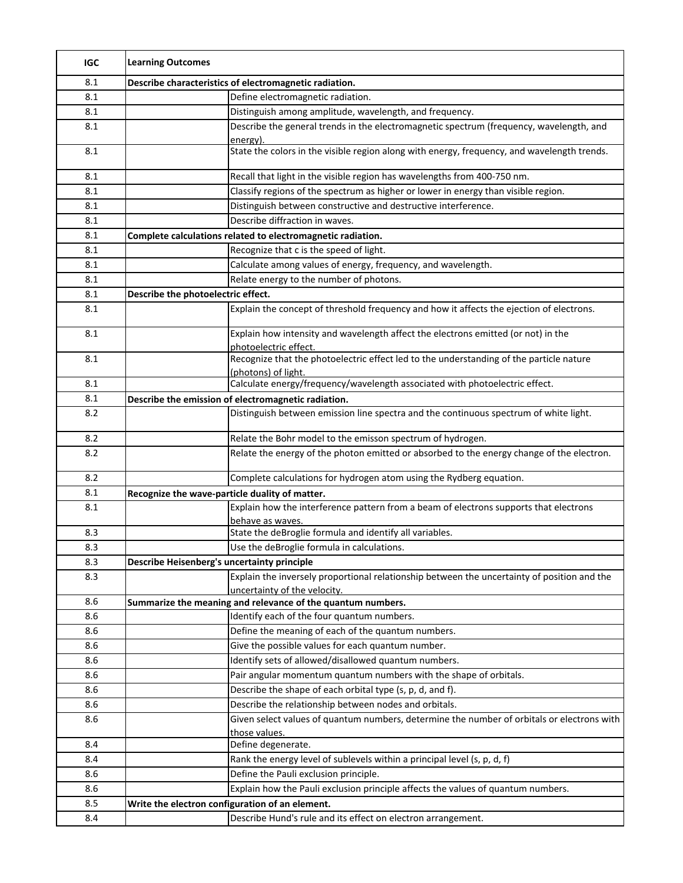| IGC | Learning Outcomes | |
|---|---|---|
| 8.1 | **Describe characteristics of electromagnetic radiation.** | |
| 8.1 | | Define electromagnetic radiation. |
| 8.1 | | Distinguish among amplitude, wavelength, and frequency. |
| 8.1 | | Describe the general trends in the electromagnetic spectrum (frequency, wavelength, and energy). |
| 8.1 | | State the colors in the visible region along with energy, frequency, and wavelength trends. |
| 8.1 | | Recall that light in the visible region has wavelengths from 400-750 nm. |
| 8.1 | | Classify regions of the spectrum as higher or lower in energy than visible region. |
| 8.1 | | Distinguish between constructive and destructive interference. |
| 8.1 | | Describe diffraction in waves. |
| 8.1 | **Complete calculations related to electromagnetic radiation.** | |
| 8.1 | | Recognize that c is the speed of light. |
| 8.1 | | Calculate among values of energy, frequency, and wavelength. |
| 8.1 | | Relate energy to the number of photons. |
| 8.1 | **Describe the photoelectric effect.** | |
| 8.1 | | Explain the concept of threshold frequency and how it affects the ejection of electrons. |
| 8.1 | | Explain how intensity and wavelength affect the electrons emitted (or not) in the photoelectric effect. |
| 8.1 | | Recognize that the photoelectric effect led to the understanding of the particle nature (photons) of light. |
| 8.1 | | Calculate energy/frequency/wavelength associated with photoelectric effect. |
| 8.1 | **Describe the emission of electromagnetic radiation.** | |
| 8.2 | | Distinguish between emission line spectra and the continuous spectrum of white light. |
| 8.2 | | Relate the Bohr model to the emisson spectrum of hydrogen. |
| 8.2 | | Relate the energy of the photon emitted or absorbed to the energy change of the electron. |
| 8.2 | | Complete calculations for hydrogen atom using the Rydberg equation. |
| 8.1 | **Recognize the wave-particle duality of matter.** | |
| 8.1 | | Explain how the interference pattern from a beam of electrons supports that electrons behave as waves. |
| 8.3 | | State the deBroglie formula and identify all variables. |
| 8.3 | | Use the deBroglie formula in calculations. |
| 8.3 | **Describe Heisenberg's uncertainty principle** | |
| 8.3 | | Explain the inversely proportional relationship between the uncertainty of position and the uncertainty of the velocity. |
| 8.6 | **Summarize the meaning and relevance of the quantum numbers.** | |
| 8.6 | | Identify each of the four quantum numbers. |
| 8.6 | | Define the meaning of each of the quantum numbers. |
| 8.6 | | Give the possible values for each quantum number. |
| 8.6 | | Identify sets of allowed/disallowed quantum numbers. |
| 8.6 | | Pair angular momentum quantum numbers with the shape of orbitals. |
| 8.6 | | Describe the shape of each orbital type (s, p, d, and f). |
| 8.6 | | Describe the relationship between nodes and orbitals. |
| 8.6 | | Given select values of quantum numbers, determine the number of orbitals or electrons with those values. |
| 8.4 | | Define degenerate. |
| 8.4 | | Rank the energy level of sublevels within a principal level (s, p, d, f) |
| 8.6 | | Define the Pauli exclusion principle. |
| 8.6 | | Explain how the Pauli exclusion principle affects the values of quantum numbers. |
| 8.5 | **Write the electron configuration of an element.** | |
| 8.4 | | Describe Hund's rule and its effect on electron arrangement. |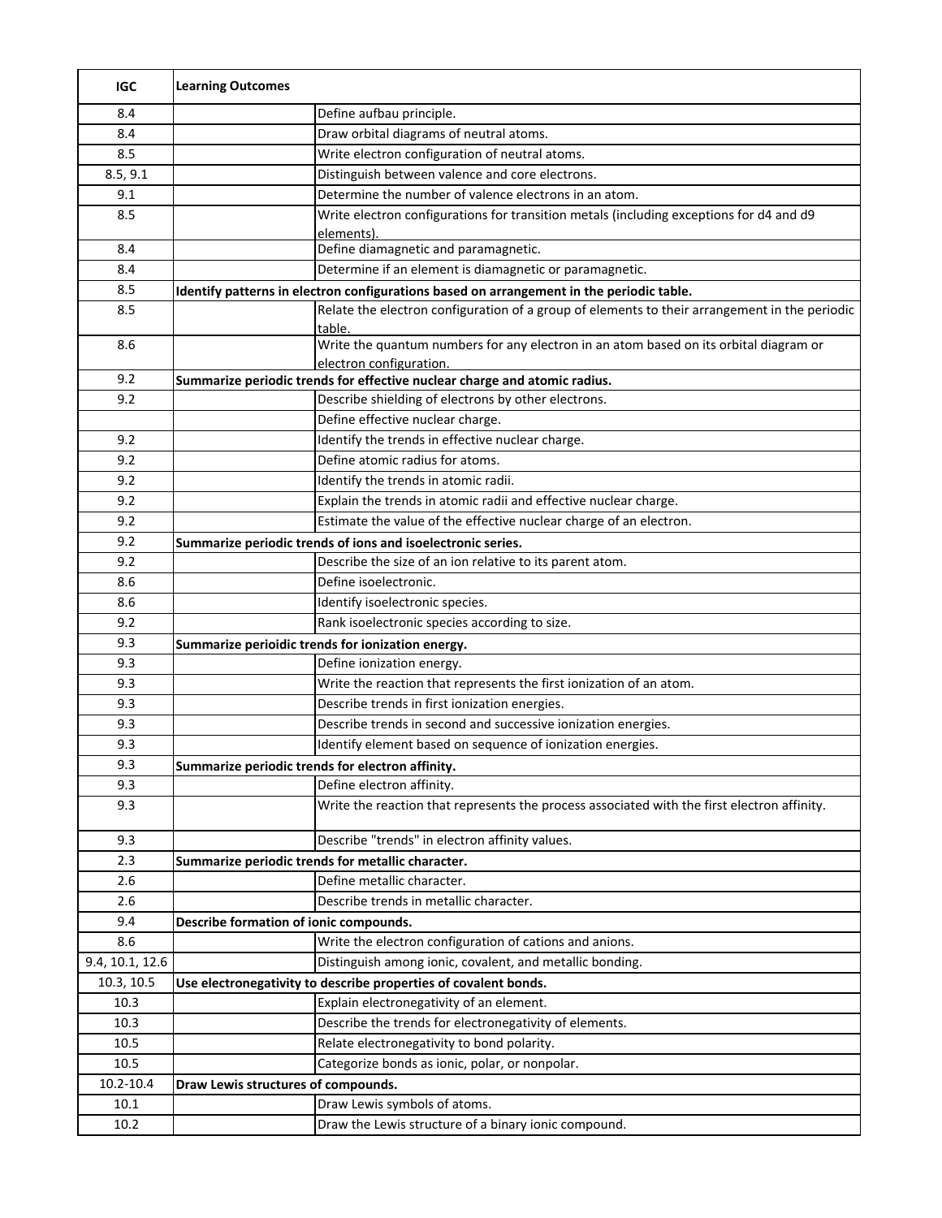| IGC | Learning Outcomes | |
|---|---|---|
| 8.4 | | Define aufbau principle. |
| 8.4 | | Draw orbital diagrams of neutral atoms. |
| 8.5 | | Write electron configuration of neutral atoms. |
| 8.5, 9.1 | | Distinguish between valence and core electrons. |
| 9.1 | | Determine the number of valence electrons in an atom. |
| 8.5 | | Write electron configurations for transition metals (including exceptions for d4 and d9 elements). |
| 8.4 | | Define diamagnetic and paramagnetic. |
| 8.4 | | Determine if an element is diamagnetic or paramagnetic. |
| 8.5 | **Identify patterns in electron configurations based on arrangement in the periodic table.** | |
| 8.5 | | Relate the electron configuration of a group of elements to their arrangement in the periodic table. |
| 8.6 | | Write the quantum numbers for any electron in an atom based on its orbital diagram or electron configuration. |
| 9.2 | **Summarize periodic trends for effective nuclear charge and atomic radius.** | |
| 9.2 | | Describe shielding of electrons by other electrons. |
| | | Define effective nuclear charge. |
| 9.2 | | Identify the trends in effective nuclear charge. |
| 9.2 | | Define atomic radius for atoms. |
| 9.2 | | Identify the trends in atomic radii. |
| 9.2 | | Explain the trends in atomic radii and effective nuclear charge. |
| 9.2 | | Estimate the value of the effective nuclear charge of an electron. |
| 9.2 | **Summarize periodic trends of ions and isoelectronic series.** | |
| 9.2 | | Describe the size of an ion relative to its parent atom. |
| 8.6 | | Define isoelectronic. |
| 8.6 | | Identify isoelectronic species. |
| 9.2 | | Rank isoelectronic species according to size. |
| 9.3 | **Summarize perioidic trends for ionization energy.** | |
| 9.3 | | Define ionization energy. |
| 9.3 | | Write the reaction that represents the first ionization of an atom. |
| 9.3 | | Describe trends in first ionization energies. |
| 9.3 | | Describe trends in second and successive ionization energies. |
| 9.3 | | Identify element based on sequence of ionization energies. |
| 9.3 | **Summarize periodic trends for electron affinity.** | |
| 9.3 | | Define electron affinity. |
| 9.3 | | Write the reaction that represents the process associated with the first electron affinity. |
| 9.3 | | Describe "trends" in electron affinity values. |
| 2.3 | **Summarize periodic trends for metallic character.** | |
| 2.6 | | Define metallic character. |
| 2.6 | | Describe trends in metallic character. |
| 9.4 | **Describe formation of ionic compounds.** | |
| 8.6 | | Write the electron configuration of cations and anions. |
| 9.4, 10.1, 12.6 | | Distinguish among ionic, covalent, and metallic bonding. |
| 10.3, 10.5 | **Use electronegativity to describe properties of covalent bonds.** | |
| 10.3 | | Explain electronegativity of an element. |
| 10.3 | | Describe the trends for electronegativity of elements. |
| 10.5 | | Relate electronegativity to bond polarity. |
| 10.5 | | Categorize bonds as ionic, polar, or nonpolar. |
| 10.2-10.4 | **Draw Lewis structures of compounds.** | |
| 10.1 | | Draw Lewis symbols of atoms. |
| 10.2 | | Draw the Lewis structure of a binary ionic compound. |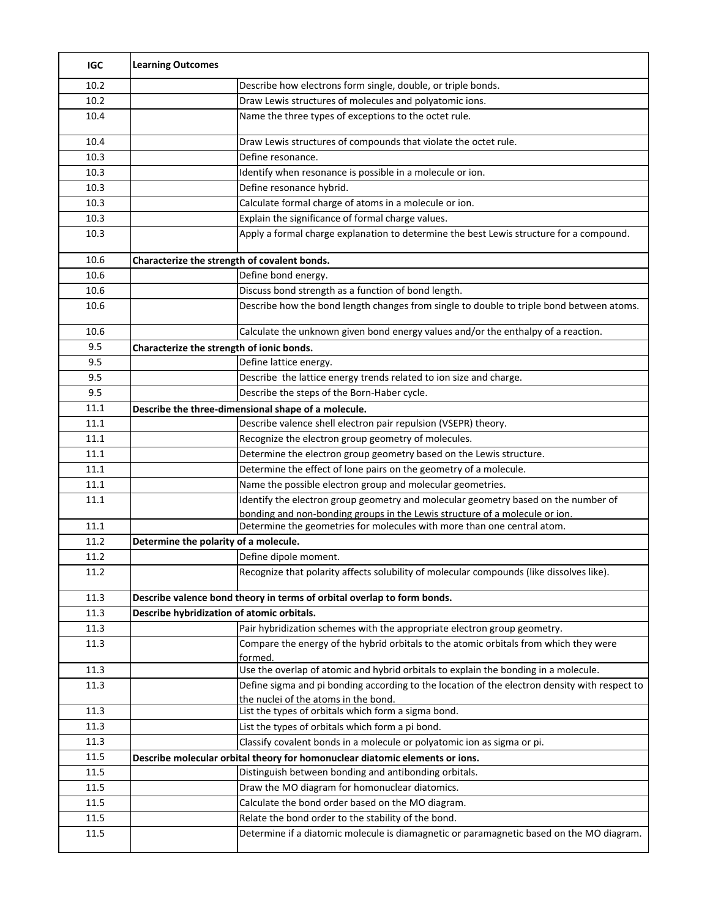| IGC | Learning Outcomes | |
|---|---|---|
| 10.2 | | Describe how electrons form single, double, or triple bonds. |
| 10.2 | | Draw Lewis structures of molecules and polyatomic ions. |
| 10.4 | | Name the three types of exceptions to the octet rule. |
| 10.4 | | Draw Lewis structures of compounds that violate the octet rule. |
| 10.3 | | Define resonance. |
| 10.3 | | Identify when resonance is possible in a molecule or ion. |
| 10.3 | | Define resonance hybrid. |
| 10.3 | | Calculate formal charge of atoms in a molecule or ion. |
| 10.3 | | Explain the significance of formal charge values. |
| 10.3 | | Apply a formal charge explanation to determine the best Lewis structure for a compound. |
| 10.6 | **Characterize the strength of covalent bonds.** | |
| 10.6 | | Define bond energy. |
| 10.6 | | Discuss bond strength as a function of bond length. |
| 10.6 | | Describe how the bond length changes from single to double to triple bond between atoms. |
| 10.6 | | Calculate the unknown given bond energy values and/or the enthalpy of a reaction. |
| 9.5 | **Characterize the strength of ionic bonds.** | |
| 9.5 | | Define lattice energy. |
| 9.5 | | Describe the lattice energy trends related to ion size and charge. |
| 9.5 | | Describe the steps of the Born-Haber cycle. |
| 11.1 | **Describe the three-dimensional shape of a molecule.** | |
| 11.1 | | Describe valence shell electron pair repulsion (VSEPR) theory. |
| 11.1 | | Recognize the electron group geometry of molecules. |
| 11.1 | | Determine the electron group geometry based on the Lewis structure. |
| 11.1 | | Determine the effect of lone pairs on the geometry of a molecule. |
| 11.1 | | Name the possible electron group and molecular geometries. |
| 11.1 | | Identify the electron group geometry and molecular geometry based on the number of bonding and non-bonding groups in the Lewis structure of a molecule or ion. |
| 11.1 | | Determine the geometries for molecules with more than one central atom. |
| 11.2 | **Determine the polarity of a molecule.** | |
| 11.2 | | Define dipole moment. |
| 11.2 | | Recognize that polarity affects solubility of molecular compounds (like dissolves like). |
| 11.3 | **Describe valence bond theory in terms of orbital overlap to form bonds.** | |
| 11.3 | **Describe hybridization of atomic orbitals.** | |
| 11.3 | | Pair hybridization schemes with the appropriate electron group geometry. |
| 11.3 | | Compare the energy of the hybrid orbitals to the atomic orbitals from which they were formed. |
| 11.3 | | Use the overlap of atomic and hybrid orbitals to explain the bonding in a molecule. |
| 11.3 | | Define sigma and pi bonding according to the location of the electron density with respect to the nuclei of the atoms in the bond. |
| 11.3 | | List the types of orbitals which form a sigma bond. |
| 11.3 | | List the types of orbitals which form a pi bond. |
| 11.3 | | Classify covalent bonds in a molecule or polyatomic ion as sigma or pi. |
| 11.5 | **Describe molecular orbital theory for homonuclear diatomic elements or ions.** | |
| 11.5 | | Distinguish between bonding and antibonding orbitals. |
| 11.5 | | Draw the MO diagram for homonuclear diatomics. |
| 11.5 | | Calculate the bond order based on the MO diagram. |
| 11.5 | | Relate the bond order to the stability of the bond. |
| 11.5 | | Determine if a diatomic molecule is diamagnetic or paramagnetic based on the MO diagram. |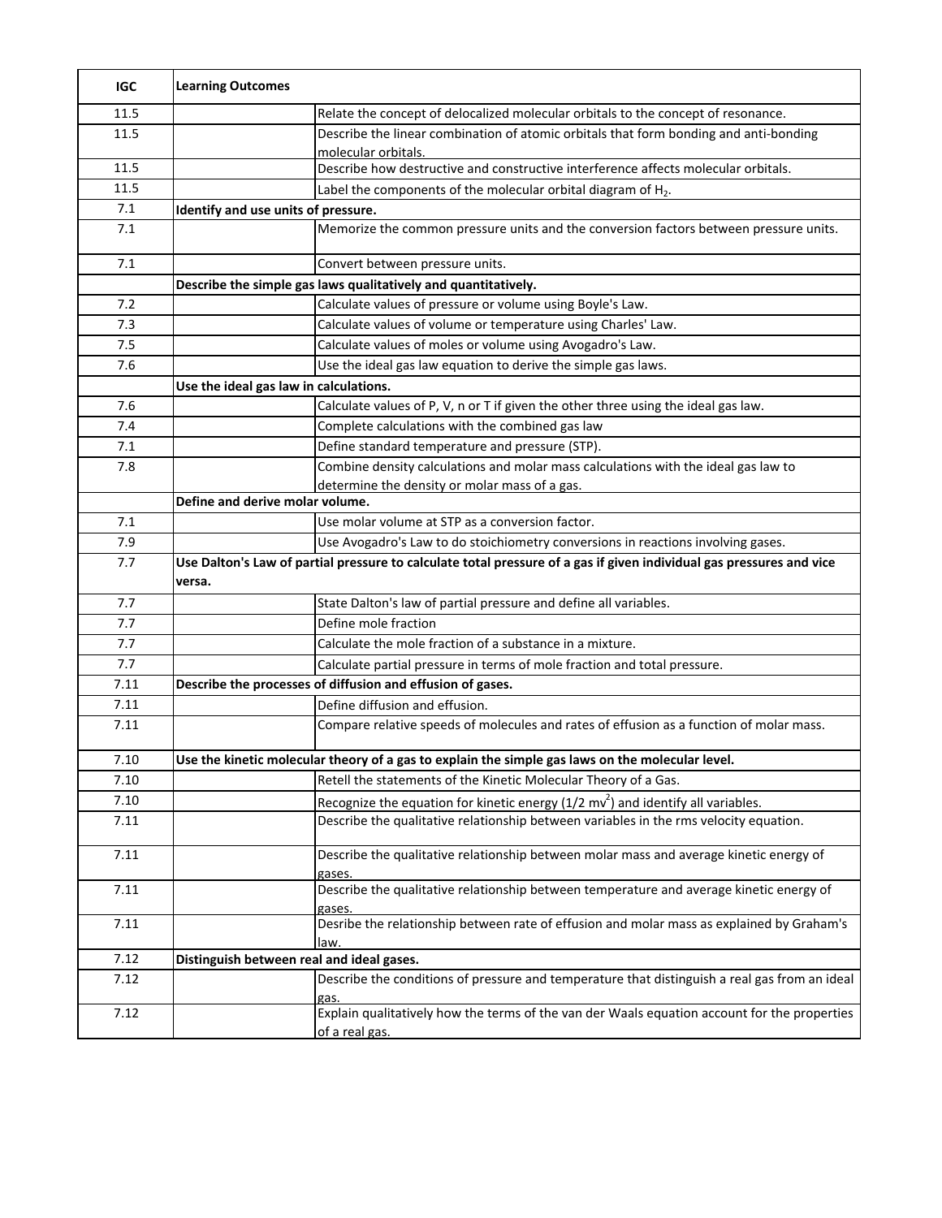| IGC | Learning Outcomes | |
|---|---|---|
| 11.5 | | Relate the concept of delocalized molecular orbitals to the concept of resonance. |
| 11.5 | | Describe the linear combination of atomic orbitals that form bonding and anti-bonding molecular orbitals. |
| 11.5 | | Describe how destructive and constructive interference affects molecular orbitals. |
| 11.5 | | Label the components of the molecular orbital diagram of $H_2$. |
| 7.1 | **Identify and use units of pressure.** | |
| 7.1 | | Memorize the common pressure units and the conversion factors between pressure units. |
| 7.1 | | Convert between pressure units. |
| | **Describe the simple gas laws qualitatively and quantitatively.** | |
| 7.2 | | Calculate values of pressure or volume using Boyle's Law. |
| 7.3 | | Calculate values of volume or temperature using Charles' Law. |
| 7.5 | | Calculate values of moles or volume using Avogadro's Law. |
| 7.6 | | Use the ideal gas law equation to derive the simple gas laws. |
| | **Use the ideal gas law in calculations.** | |
| 7.6 | | Calculate values of P, V, n or T if given the other three using the ideal gas law. |
| 7.4 | | Complete calculations with the combined gas law |
| 7.1 | | Define standard temperature and pressure (STP). |
| 7.8 | | Combine density calculations and molar mass calculations with the ideal gas law to determine the density or molar mass of a gas. |
| | **Define and derive molar volume.** | |
| 7.1 | | Use molar volume at STP as a conversion factor. |
| 7.9 | | Use Avogadro's Law to do stoichiometry conversions in reactions involving gases. |
| 7.7 | **Use Dalton's Law of partial pressure to calculate total pressure of a gas if given individual gas pressures and vice versa.** | |
| 7.7 | | State Dalton's law of partial pressure and define all variables. |
| 7.7 | | Define mole fraction |
| 7.7 | | Calculate the mole fraction of a substance in a mixture. |
| 7.7 | | Calculate partial pressure in terms of mole fraction and total pressure. |
| 7.11 | **Describe the processes of diffusion and effusion of gases.** | |
| 7.11 | | Define diffusion and effusion. |
| 7.11 | | Compare relative speeds of molecules and rates of effusion as a function of molar mass. |
| 7.10 | **Use the kinetic molecular theory of a gas to explain the simple gas laws on the molecular level.** | |
| 7.10 | | Retell the statements of the Kinetic Molecular Theory of a Gas. |
| 7.10 | | Recognize the equation for kinetic energy ($1/2\ mv^2$) and identify all variables. |
| 7.11 | | Describe the qualitative relationship between variables in the rms velocity equation. |
| 7.11 | | Describe the qualitative relationship between molar mass and average kinetic energy of gases. |
| 7.11 | | Describe the qualitative relationship between temperature and average kinetic energy of gases. |
| 7.11 | | Desribe the relationship between rate of effusion and molar mass as explained by Graham's law. |
| 7.12 | **Distinguish between real and ideal gases.** | |
| 7.12 | | Describe the conditions of pressure and temperature that distinguish a real gas from an ideal gas. |
| 7.12 | | Explain qualitatively how the terms of the van der Waals equation account for the properties of a real gas. |